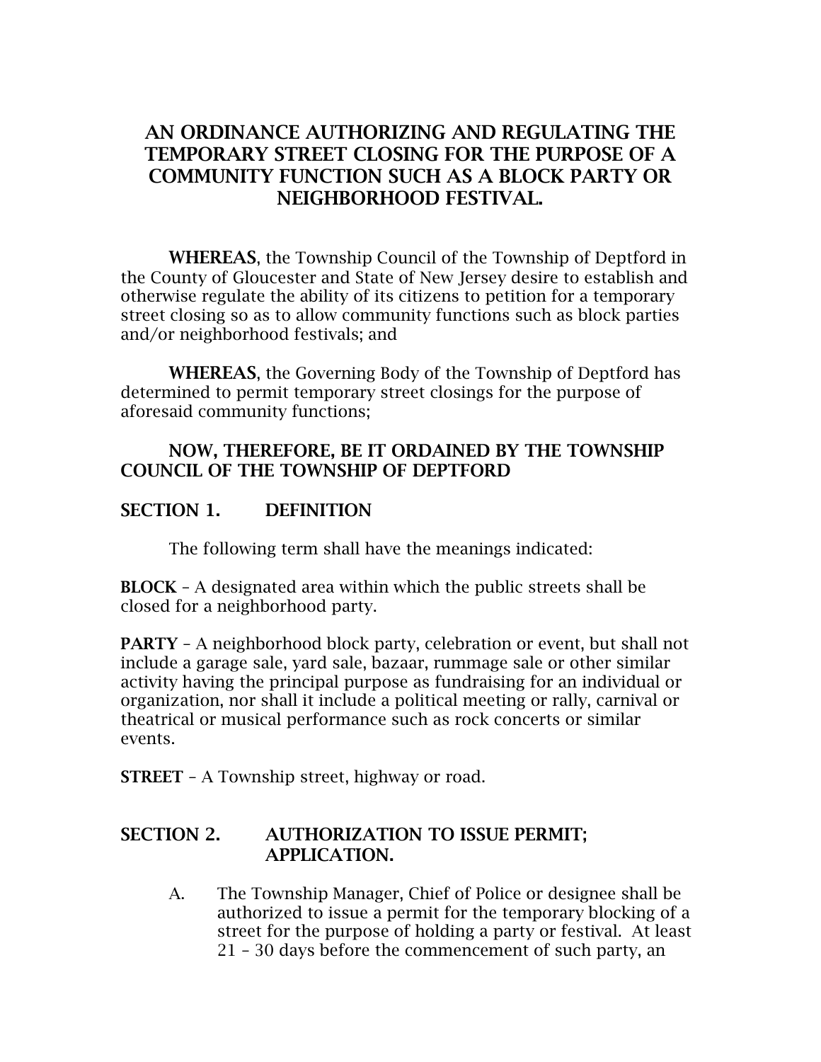# AN ORDINANCE AUTHORIZING AND REGULATING THE TEMPORARY STREET CLOSING FOR THE PURPOSE OF A COMMUNITY FUNCTION SUCH AS A BLOCK PARTY OR NEIGHBORHOOD FESTIVAL.

**WHEREAS**, the Township Council of the Township of Deptford in the County of Gloucester and State of New Jersey desire to establish and otherwise regulate the ability of its citizens to petition for a temporary street closing so as to allow community functions such as block parties and/or neighborhood festivals; and

**WHEREAS**, the Governing Body of the Township of Deptford has determined to permit temporary street closings for the purpose of aforesaid community functions;

**NOW, THEREFORE, BE IT ORDAINED BY THE TOWNSHIP COUNCIL OF THE TOWNSHIP OF DEPTFORD**

## SECTION 1. DEFINITION

The following term shall have the meanings indicated:

**BLOCK** – A designated area within which the public streets shall be closed for a neighborhood party.

**PARTY** – A neighborhood block party, celebration or event, but shall not include a garage sale, yard sale, bazaar, rummage sale or other similar activity having the principal purpose as fundraising for an individual or organization, nor shall it include a political meeting or rally, carnival or theatrical or musical performance such as rock concerts or similar events.

**STREET** – A Township street, highway or road.

## SECTION 2. AUTHORIZATION TO ISSUE PERMIT; APPLICATION.

A. The Township Manager, Chief of Police or designee shall be authorized to issue a permit for the temporary blocking of a street for the purpose of holding a party or festival. At least 21 – 30 days before the commencement of such party, an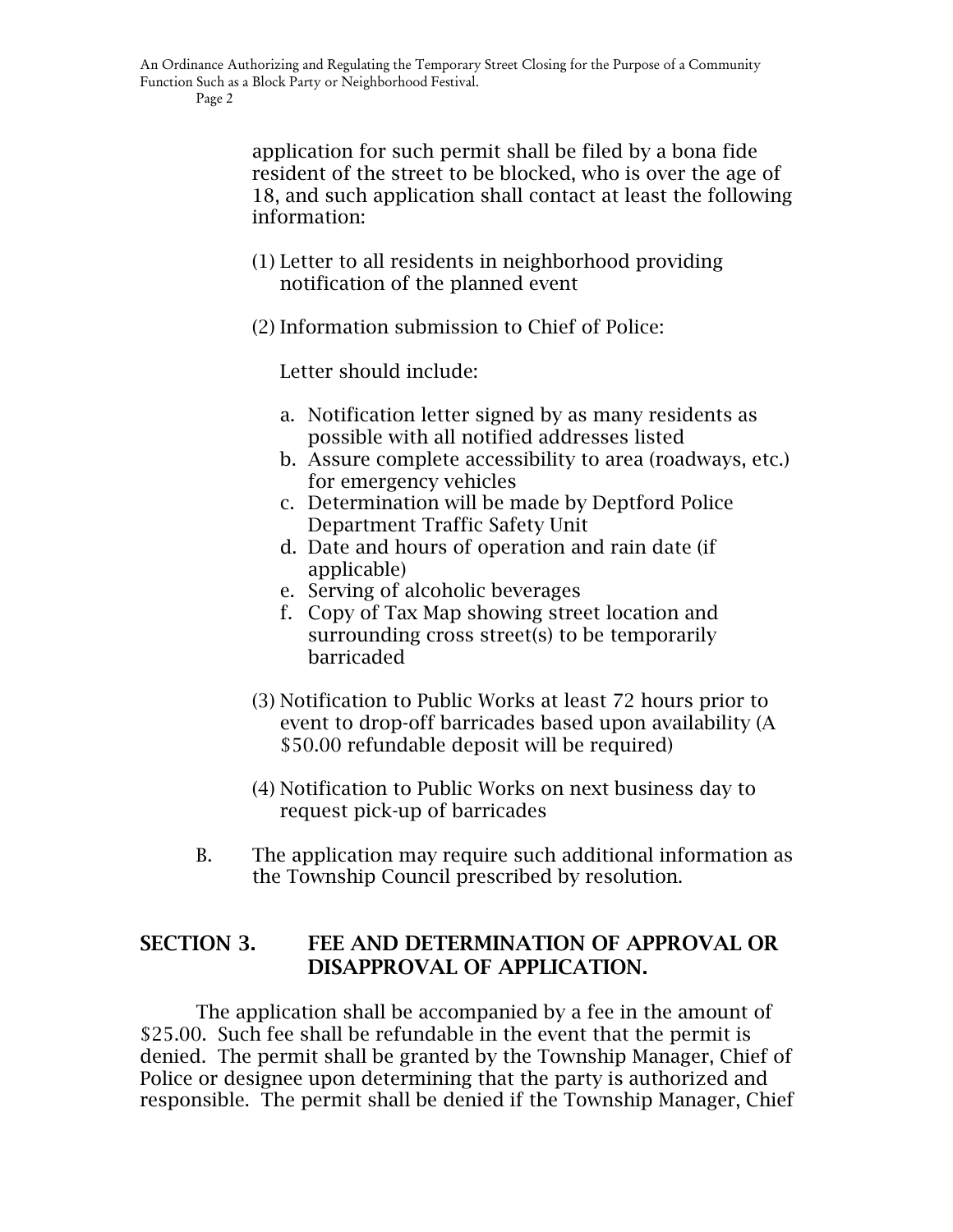application for such permit shall be filed by a bona fide resident of the street to be blocked, who is over the age of 18, and such application shall contact at least the following information:

(1) Letter to all residents in neighborhood providing notification of the planned event

(2) Information submission to Chief of Police:

Letter should include:

a. Notification letter signed by as many residents as possible with all notified addresses listed
b. Assure complete accessibility to area (roadways, etc.) for emergency vehicles
c. Determination will be made by Deptford Police Department Traffic Safety Unit
d. Date and hours of operation and rain date (if applicable)
e. Serving of alcoholic beverages
f. Copy of Tax Map showing street location and surrounding cross street(s) to be temporarily barricaded

(3) Notification to Public Works at least 72 hours prior to event to drop-off barricades based upon availability (A $50.00 refundable deposit will be required)

(4) Notification to Public Works on next business day to request pick-up of barricades

B. The application may require such additional information as the Township Council prescribed by resolution.

## SECTION 3. FEE AND DETERMINATION OF APPROVAL OR DISAPPROVAL OF APPLICATION.

The application shall be accompanied by a fee in the amount of $25.00. Such fee shall be refundable in the event that the permit is denied. The permit shall be granted by the Township Manager, Chief of Police or designee upon determining that the party is authorized and responsible. The permit shall be denied if the Township Manager, Chief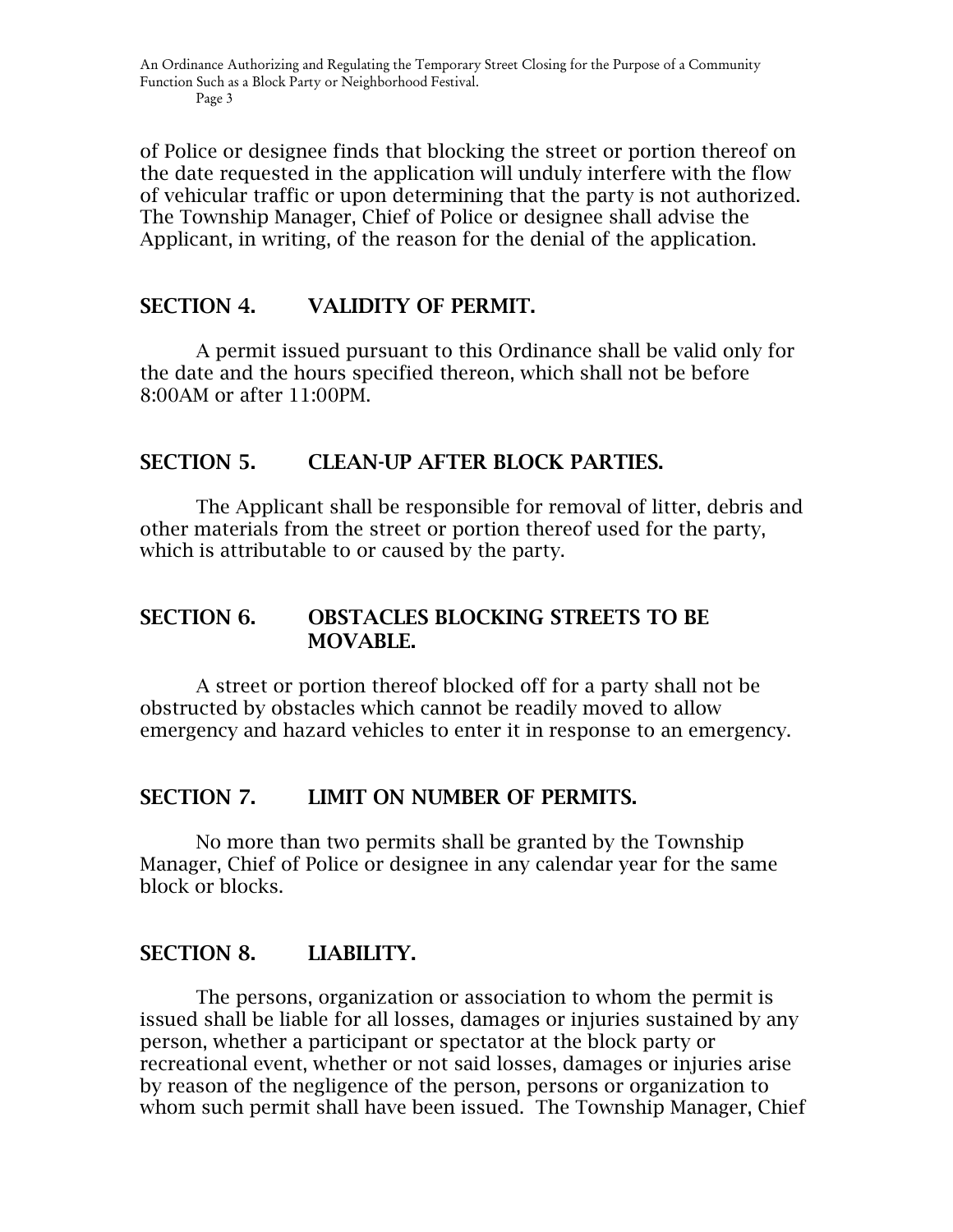of Police or designee finds that blocking the street or portion thereof on the date requested in the application will unduly interfere with the flow of vehicular traffic or upon determining that the party is not authorized. The Township Manager, Chief of Police or designee shall advise the Applicant, in writing, of the reason for the denial of the application.

## SECTION 4. VALIDITY OF PERMIT.

A permit issued pursuant to this Ordinance shall be valid only for the date and the hours specified thereon, which shall not be before 8:00AM or after 11:00PM.

## SECTION 5. CLEAN-UP AFTER BLOCK PARTIES.

The Applicant shall be responsible for removal of litter, debris and other materials from the street or portion thereof used for the party, which is attributable to or caused by the party.

## SECTION 6. OBSTACLES BLOCKING STREETS TO BE MOVABLE.

A street or portion thereof blocked off for a party shall not be obstructed by obstacles which cannot be readily moved to allow emergency and hazard vehicles to enter it in response to an emergency.

## SECTION 7. LIMIT ON NUMBER OF PERMITS.

No more than two permits shall be granted by the Township Manager, Chief of Police or designee in any calendar year for the same block or blocks.

## SECTION 8. LIABILITY.

The persons, organization or association to whom the permit is issued shall be liable for all losses, damages or injuries sustained by any person, whether a participant or spectator at the block party or recreational event, whether or not said losses, damages or injuries arise by reason of the negligence of the person, persons or organization to whom such permit shall have been issued. The Township Manager, Chief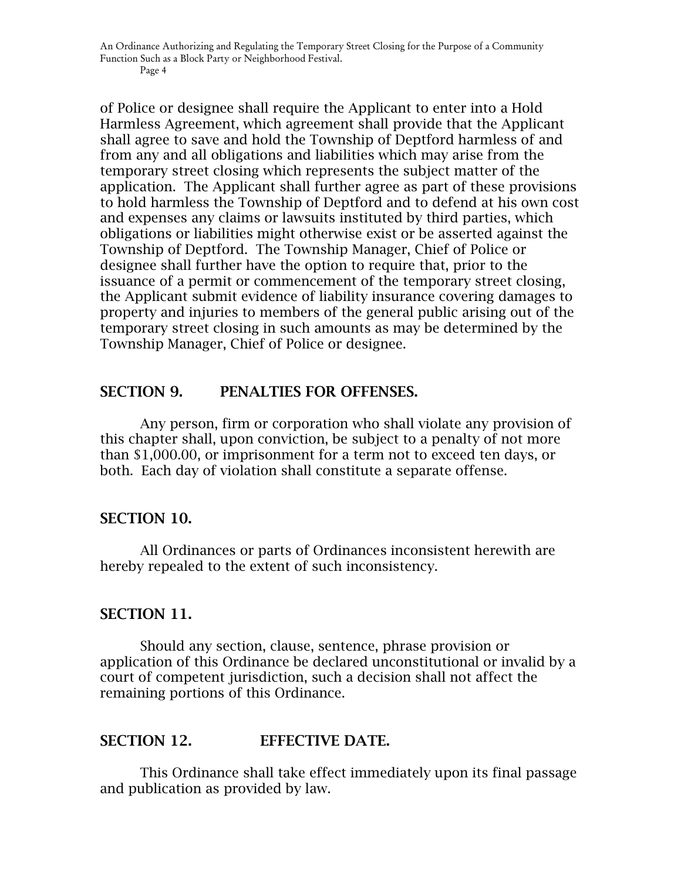of Police or designee shall require the Applicant to enter into a Hold Harmless Agreement, which agreement shall provide that the Applicant shall agree to save and hold the Township of Deptford harmless of and from any and all obligations and liabilities which may arise from the temporary street closing which represents the subject matter of the application. The Applicant shall further agree as part of these provisions to hold harmless the Township of Deptford and to defend at his own cost and expenses any claims or lawsuits instituted by third parties, which obligations or liabilities might otherwise exist or be asserted against the Township of Deptford. The Township Manager, Chief of Police or designee shall further have the option to require that, prior to the issuance of a permit or commencement of the temporary street closing, the Applicant submit evidence of liability insurance covering damages to property and injuries to members of the general public arising out of the temporary street closing in such amounts as may be determined by the Township Manager, Chief of Police or designee.

## SECTION 9. PENALTIES FOR OFFENSES.

Any person, firm or corporation who shall violate any provision of this chapter shall, upon conviction, be subject to a penalty of not more than $1,000.00, or imprisonment for a term not to exceed ten days, or both. Each day of violation shall constitute a separate offense.

## SECTION 10.

All Ordinances or parts of Ordinances inconsistent herewith are hereby repealed to the extent of such inconsistency.

## SECTION 11.

Should any section, clause, sentence, phrase provision or application of this Ordinance be declared unconstitutional or invalid by a court of competent jurisdiction, such a decision shall not affect the remaining portions of this Ordinance.

## SECTION 12. EFFECTIVE DATE.

This Ordinance shall take effect immediately upon its final passage and publication as provided by law.